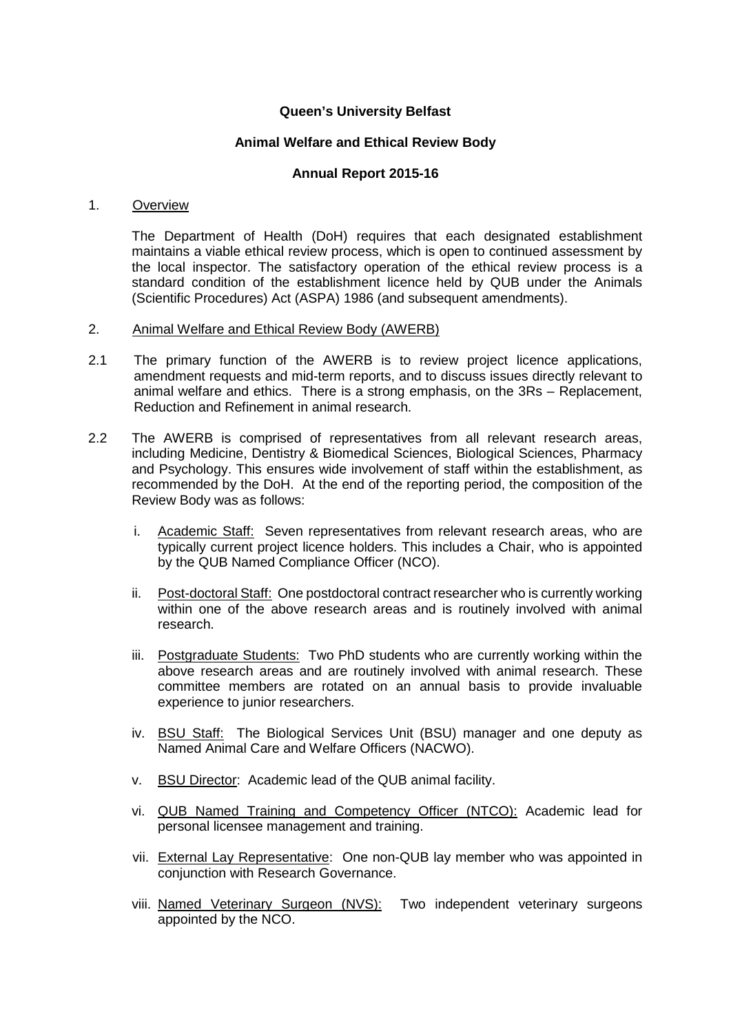**Queen's University Belfast**

**Animal Welfare and Ethical Review Body**

**Annual Report 2015-16**

1. Overview

The Department of Health (DoH) requires that each designated establishment maintains a viable ethical review process, which is open to continued assessment by the local inspector. The satisfactory operation of the ethical review process is a standard condition of the establishment licence held by QUB under the Animals (Scientific Procedures) Act (ASPA) 1986 (and subsequent amendments).

2. Animal Welfare and Ethical Review Body (AWERB)

2.1 The primary function of the AWERB is to review project licence applications, amendment requests and mid-term reports, and to discuss issues directly relevant to animal welfare and ethics. There is a strong emphasis, on the 3Rs – Replacement, Reduction and Refinement in animal research.

2.2 The AWERB is comprised of representatives from all relevant research areas, including Medicine, Dentistry & Biomedical Sciences, Biological Sciences, Pharmacy and Psychology. This ensures wide involvement of staff within the establishment, as recommended by the DoH. At the end of the reporting period, the composition of the Review Body was as follows:

i. Academic Staff: Seven representatives from relevant research areas, who are typically current project licence holders. This includes a Chair, who is appointed by the QUB Named Compliance Officer (NCO).

ii. Post-doctoral Staff: One postdoctoral contract researcher who is currently working within one of the above research areas and is routinely involved with animal research.

iii. Postgraduate Students: Two PhD students who are currently working within the above research areas and are routinely involved with animal research. These committee members are rotated on an annual basis to provide invaluable experience to junior researchers.

iv. BSU Staff: The Biological Services Unit (BSU) manager and one deputy as Named Animal Care and Welfare Officers (NACWO).

v. BSU Director: Academic lead of the QUB animal facility.

vi. QUB Named Training and Competency Officer (NTCO): Academic lead for personal licensee management and training.

vii. External Lay Representative: One non-QUB lay member who was appointed in conjunction with Research Governance.

viii. Named Veterinary Surgeon (NVS): Two independent veterinary surgeons appointed by the NCO.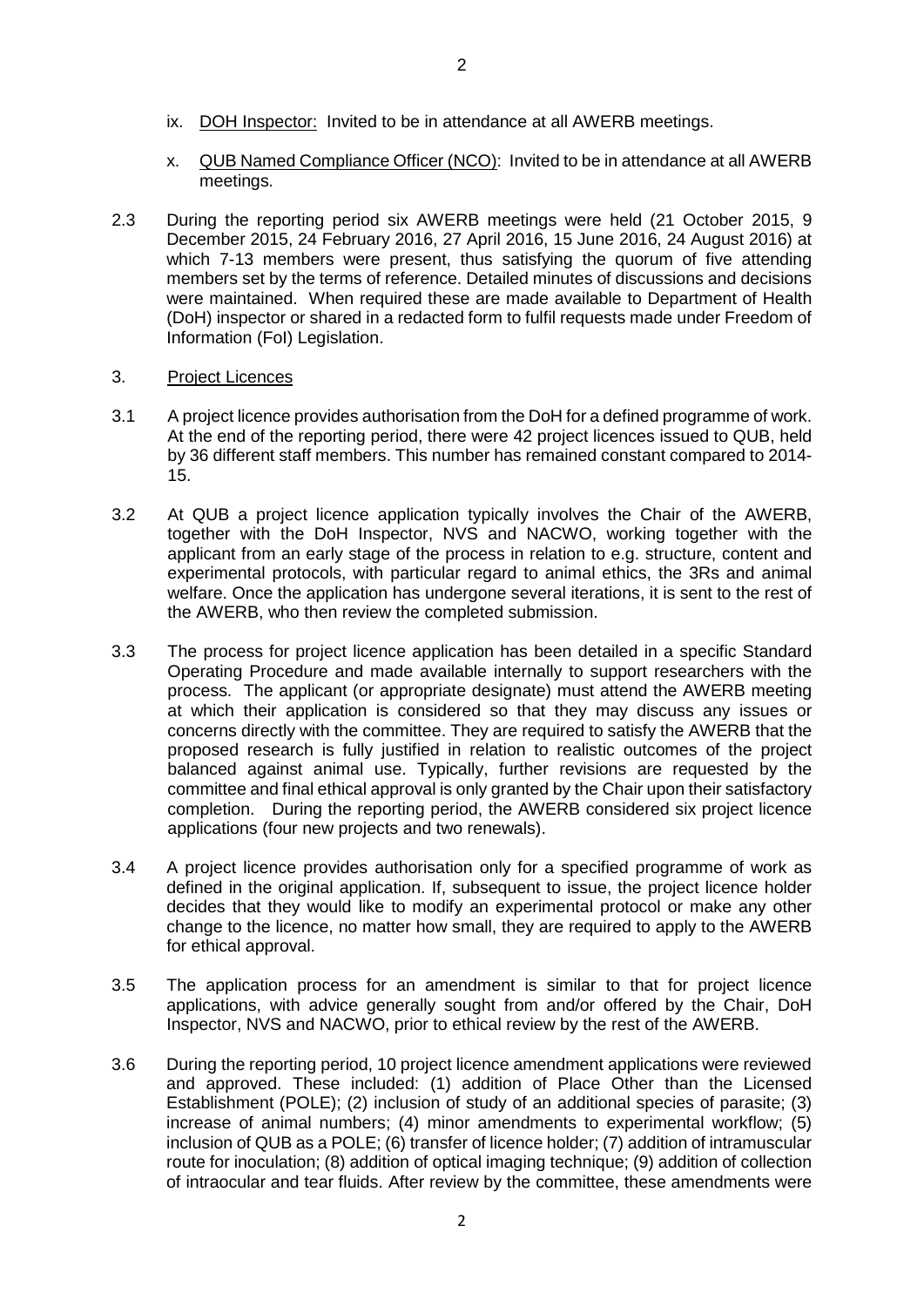ix. <u>DOH Inspector:</u> Invited to be in attendance at all AWERB meetings.

x. <u>QUB Named Compliance Officer (NCO)</u>: Invited to be in attendance at all AWERB meetings.

2.3 During the reporting period six AWERB meetings were held (21 October 2015, 9 December 2015, 24 February 2016, 27 April 2016, 15 June 2016, 24 August 2016) at which 7-13 members were present, thus satisfying the quorum of five attending members set by the terms of reference. Detailed minutes of discussions and decisions were maintained. When required these are made available to Department of Health (DoH) inspector or shared in a redacted form to fulfil requests made under Freedom of Information (FoI) Legislation.

3. <u>Project Licences</u>

3.1 A project licence provides authorisation from the DoH for a defined programme of work. At the end of the reporting period, there were 42 project licences issued to QUB, held by 36 different staff members. This number has remained constant compared to 2014-15.

3.2 At QUB a project licence application typically involves the Chair of the AWERB, together with the DoH Inspector, NVS and NACWO, working together with the applicant from an early stage of the process in relation to e.g. structure, content and experimental protocols, with particular regard to animal ethics, the 3Rs and animal welfare. Once the application has undergone several iterations, it is sent to the rest of the AWERB, who then review the completed submission.

3.3 The process for project licence application has been detailed in a specific Standard Operating Procedure and made available internally to support researchers with the process. The applicant (or appropriate designate) must attend the AWERB meeting at which their application is considered so that they may discuss any issues or concerns directly with the committee. They are required to satisfy the AWERB that the proposed research is fully justified in relation to realistic outcomes of the project balanced against animal use. Typically, further revisions are requested by the committee and final ethical approval is only granted by the Chair upon their satisfactory completion. During the reporting period, the AWERB considered six project licence applications (four new projects and two renewals).

3.4 A project licence provides authorisation only for a specified programme of work as defined in the original application. If, subsequent to issue, the project licence holder decides that they would like to modify an experimental protocol or make any other change to the licence, no matter how small, they are required to apply to the AWERB for ethical approval.

3.5 The application process for an amendment is similar to that for project licence applications, with advice generally sought from and/or offered by the Chair, DoH Inspector, NVS and NACWO, prior to ethical review by the rest of the AWERB.

3.6 During the reporting period, 10 project licence amendment applications were reviewed and approved. These included: (1) addition of Place Other than the Licensed Establishment (POLE); (2) inclusion of study of an additional species of parasite; (3) increase of animal numbers; (4) minor amendments to experimental workflow; (5) inclusion of QUB as a POLE; (6) transfer of licence holder; (7) addition of intramuscular route for inoculation; (8) addition of optical imaging technique; (9) addition of collection of intraocular and tear fluids. After review by the committee, these amendments were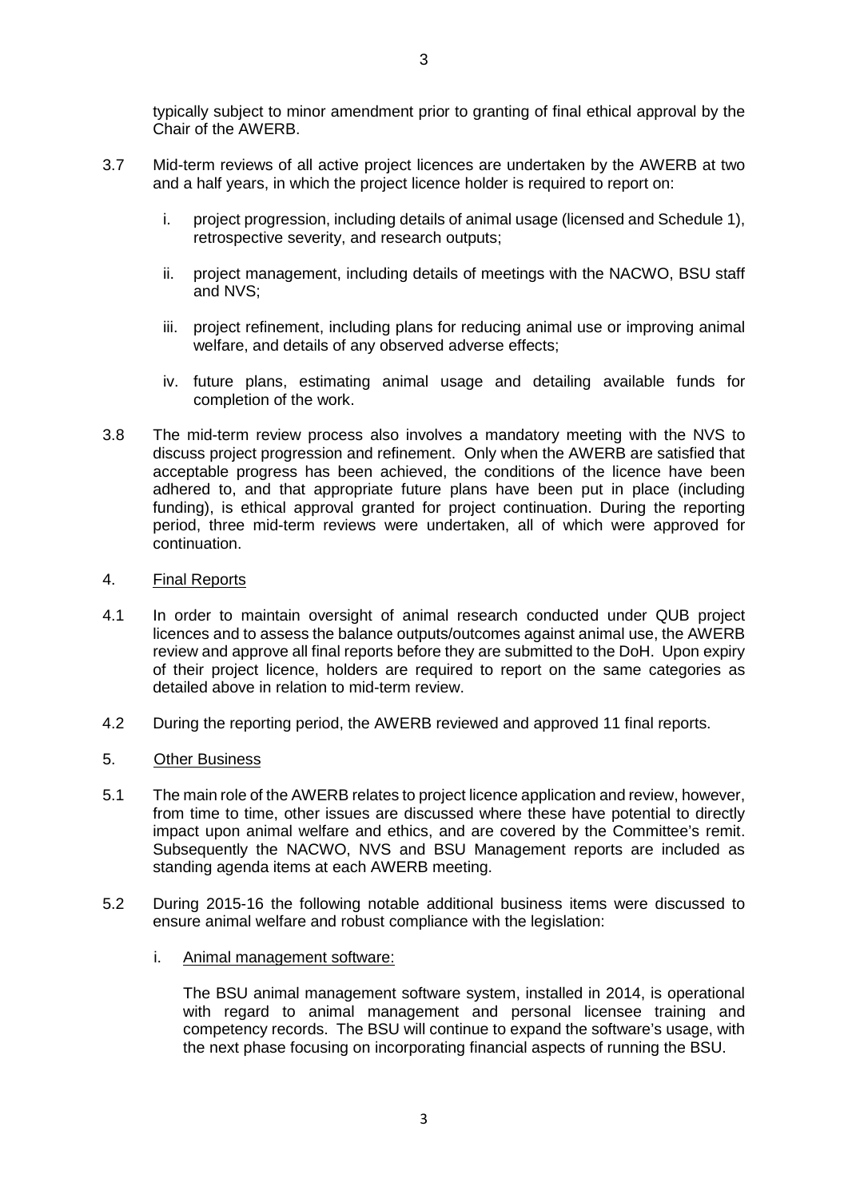typically subject to minor amendment prior to granting of final ethical approval by the Chair of the AWERB.

3.7 Mid-term reviews of all active project licences are undertaken by the AWERB at two and a half years, in which the project licence holder is required to report on:

   i. project progression, including details of animal usage (licensed and Schedule 1), retrospective severity, and research outputs;

   ii. project management, including details of meetings with the NACWO, BSU staff and NVS;

   iii. project refinement, including plans for reducing animal use or improving animal welfare, and details of any observed adverse effects;

   iv. future plans, estimating animal usage and detailing available funds for completion of the work.

3.8 The mid-term review process also involves a mandatory meeting with the NVS to discuss project progression and refinement. Only when the AWERB are satisfied that acceptable progress has been achieved, the conditions of the licence have been adhered to, and that appropriate future plans have been put in place (including funding), is ethical approval granted for project continuation. During the reporting period, three mid-term reviews were undertaken, all of which were approved for continuation.

## 4. Final Reports

4.1 In order to maintain oversight of animal research conducted under QUB project licences and to assess the balance outputs/outcomes against animal use, the AWERB review and approve all final reports before they are submitted to the DoH. Upon expiry of their project licence, holders are required to report on the same categories as detailed above in relation to mid-term review.

4.2 During the reporting period, the AWERB reviewed and approved 11 final reports.

## 5. Other Business

5.1 The main role of the AWERB relates to project licence application and review, however, from time to time, other issues are discussed where these have potential to directly impact upon animal welfare and ethics, and are covered by the Committee's remit. Subsequently the NACWO, NVS and BSU Management reports are included as standing agenda items at each AWERB meeting.

5.2 During 2015-16 the following notable additional business items were discussed to ensure animal welfare and robust compliance with the legislation:

   i. Animal management software:

   The BSU animal management software system, installed in 2014, is operational with regard to animal management and personal licensee training and competency records. The BSU will continue to expand the software's usage, with the next phase focusing on incorporating financial aspects of running the BSU.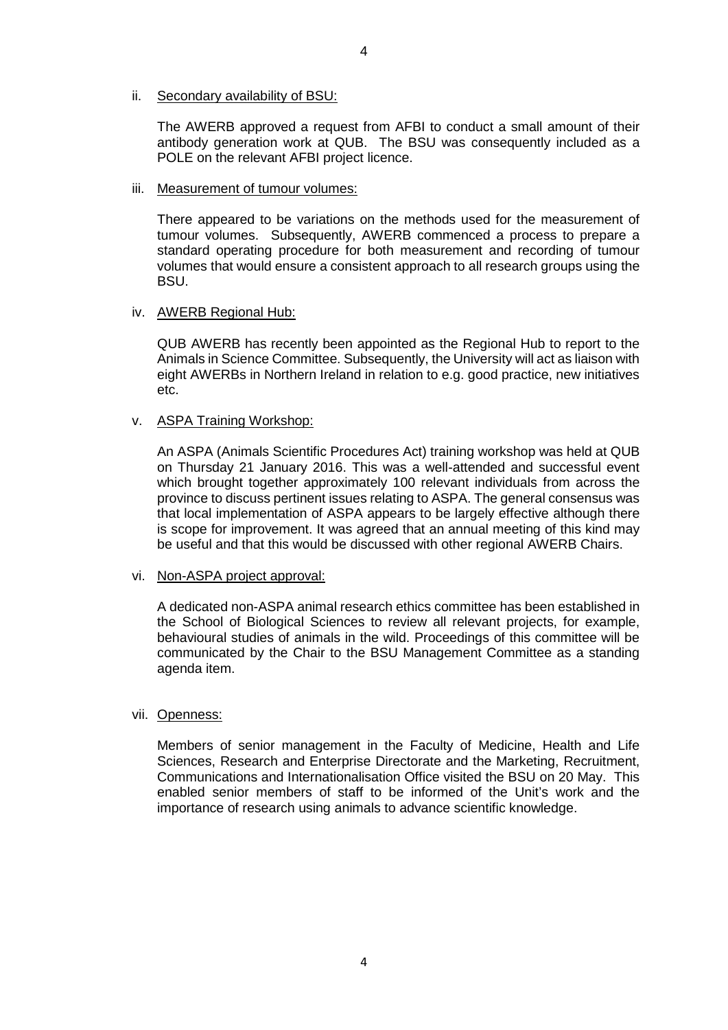ii. Secondary availability of BSU:

The AWERB approved a request from AFBI to conduct a small amount of their antibody generation work at QUB. The BSU was consequently included as a POLE on the relevant AFBI project licence.

iii. Measurement of tumour volumes:

There appeared to be variations on the methods used for the measurement of tumour volumes. Subsequently, AWERB commenced a process to prepare a standard operating procedure for both measurement and recording of tumour volumes that would ensure a consistent approach to all research groups using the BSU.

iv. AWERB Regional Hub:

QUB AWERB has recently been appointed as the Regional Hub to report to the Animals in Science Committee. Subsequently, the University will act as liaison with eight AWERBs in Northern Ireland in relation to e.g. good practice, new initiatives etc.

v. ASPA Training Workshop:

An ASPA (Animals Scientific Procedures Act) training workshop was held at QUB on Thursday 21 January 2016. This was a well-attended and successful event which brought together approximately 100 relevant individuals from across the province to discuss pertinent issues relating to ASPA. The general consensus was that local implementation of ASPA appears to be largely effective although there is scope for improvement. It was agreed that an annual meeting of this kind may be useful and that this would be discussed with other regional AWERB Chairs.

vi. Non-ASPA project approval:

A dedicated non-ASPA animal research ethics committee has been established in the School of Biological Sciences to review all relevant projects, for example, behavioural studies of animals in the wild. Proceedings of this committee will be communicated by the Chair to the BSU Management Committee as a standing agenda item.

vii. Openness:

Members of senior management in the Faculty of Medicine, Health and Life Sciences, Research and Enterprise Directorate and the Marketing, Recruitment, Communications and Internationalisation Office visited the BSU on 20 May. This enabled senior members of staff to be informed of the Unit's work and the importance of research using animals to advance scientific knowledge.